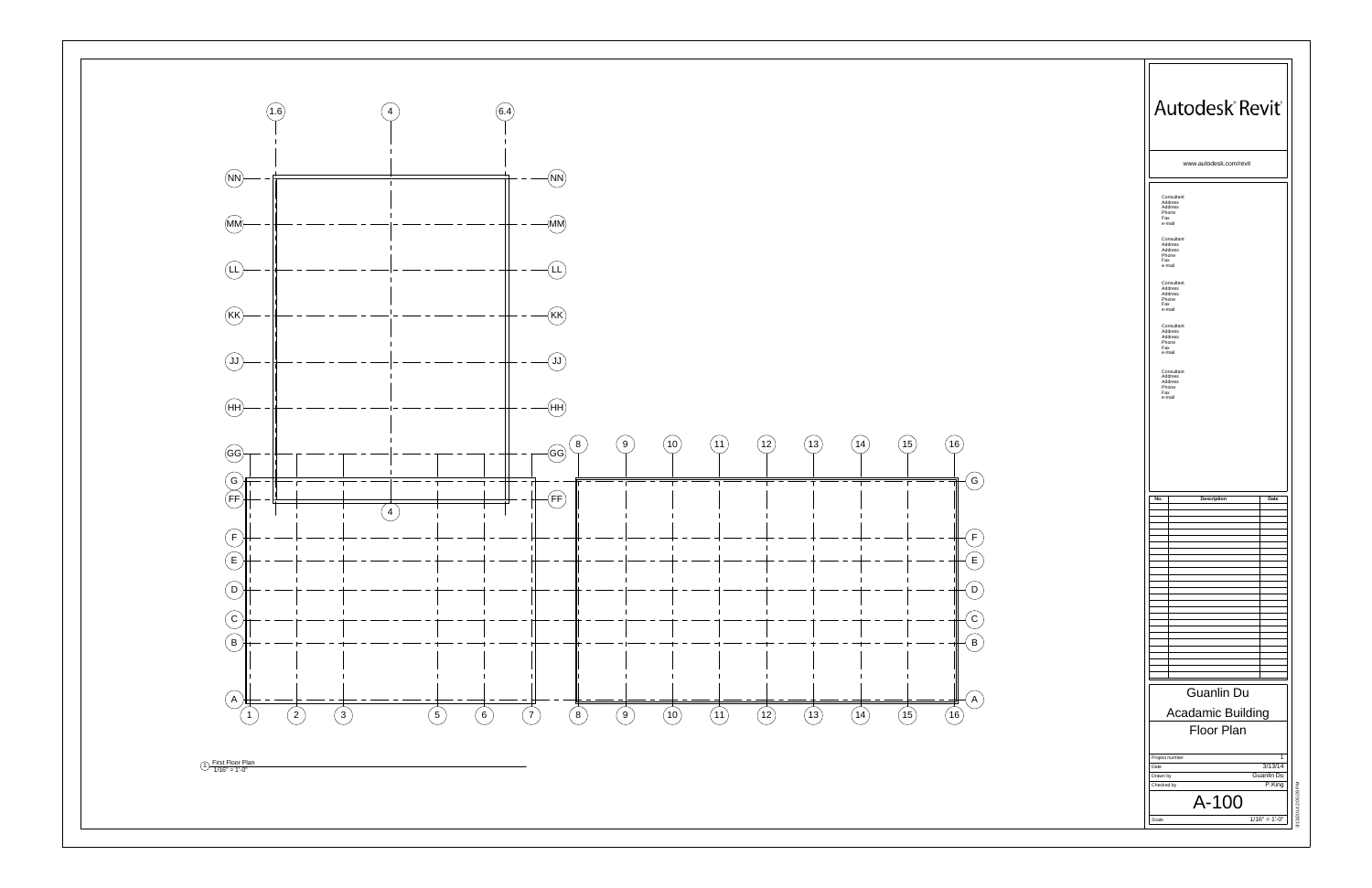1.6 4 6.4

NN MM LL KK JJ HH GG G FF F E D C B A

8 9 10 11 12 13 14 15 16

1 2 3 4 5 6 7 8 9 10 11 12 13 14 15 16

1 First Floor Plan
1/16" = 1'-0"

Autodesk Revit

www.autodesk.com/revit

Consultant
Address
Address
Phone
Fax
e-mail

Consultant
Address
Address
Phone
Fax
e-mail

Consultant
Address
Address
Phone
Fax
e-mail

Consultant
Address
Address
Phone
Fax
e-mail

Consultant
Address
Address
Phone
Fax
e-mail

| No. | Description | Date |
| --- | --- | --- |

# Guanlin Du

## Acadamic Building

## Floor Plan

| | |
| --- | --- |
| Project number | 1 |
| Date | 3/13/14 |
| Drawn by | Guanlin Du |
| Checked by | P.King |

# A-100

Scale 1/16" = 1'-0"

3/13/2014 2:05:28 PM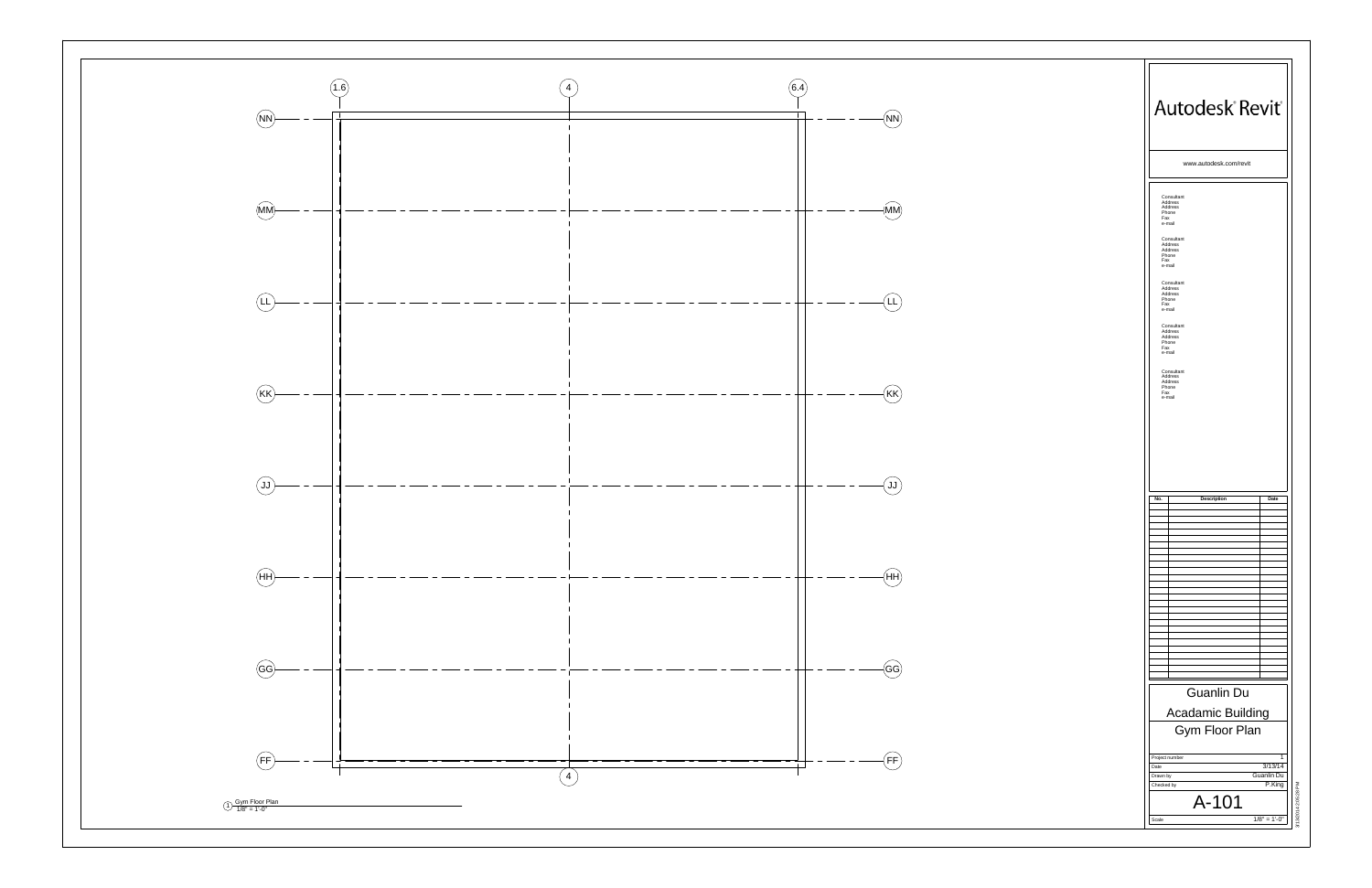1.6 4 6.4

NN

MM

LL

KK

JJ

HH

GG

FF

4

1 Gym Floor Plan
1/8" = 1'-0"

# Autodesk Revit

www.autodesk.com/revit

Consultant
Address
Address
Phone
Fax
e-mail

Consultant
Address
Address
Phone
Fax
e-mail

Consultant
Address
Address
Phone
Fax
e-mail

Consultant
Address
Address
Phone
Fax
e-mail

Consultant
Address
Address
Phone
Fax
e-mail

| No. | Description | Date |
|---|---|---|

Guanlin Du

Acadamic Building

Gym Floor Plan

| | |
|---|---|
| Project number | 1 |
| Date | 3/13/14 |
| Drawn by | Guanlin Du |
| Checked by | P.King |

A-101

Scale 1/8" = 1'-0"

3/18/2014 2:05:28 PM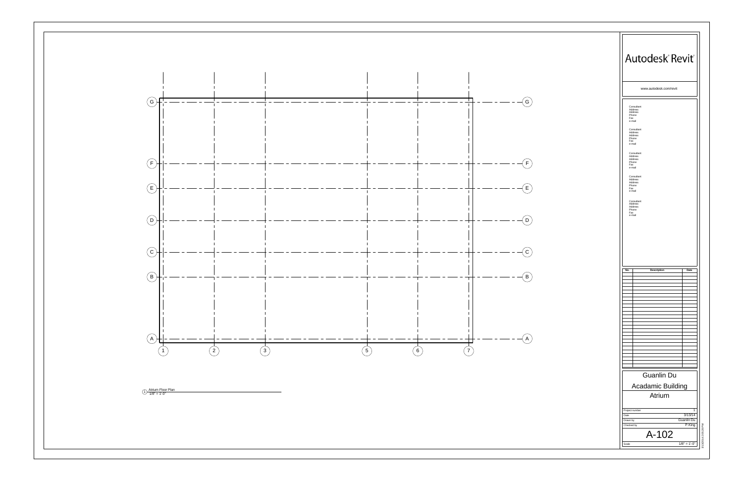G

F

E

D

C

B

A

1 2 3 5 6 7

1 Atrium Floor Plan
1/8" = 1'-0"

Autodesk® Revit®

www.autodesk.com/revit

Consultant
Address
Address
Phone
Fax
e-mail

Consultant
Address
Address
Phone
Fax
e-mail

Consultant
Address
Address
Phone
Fax
e-mail

Consultant
Address
Address
Phone
Fax
e-mail

Consultant
Address
Address
Phone
Fax
e-mail

| No. | Description | Date |
|---|---|---|

Guanlin Du

Acadamic Building

Atrium

| | |
|---|---|
| Project number | 1 |
| Date | 3/13/14 |
| Drawn by | Guanlin Du |
| Checked by | P.King |

A-102

| | |
|---|---|
| Scale | 1/8" = 1'-0" |

3/13/2014 2:05:28 PM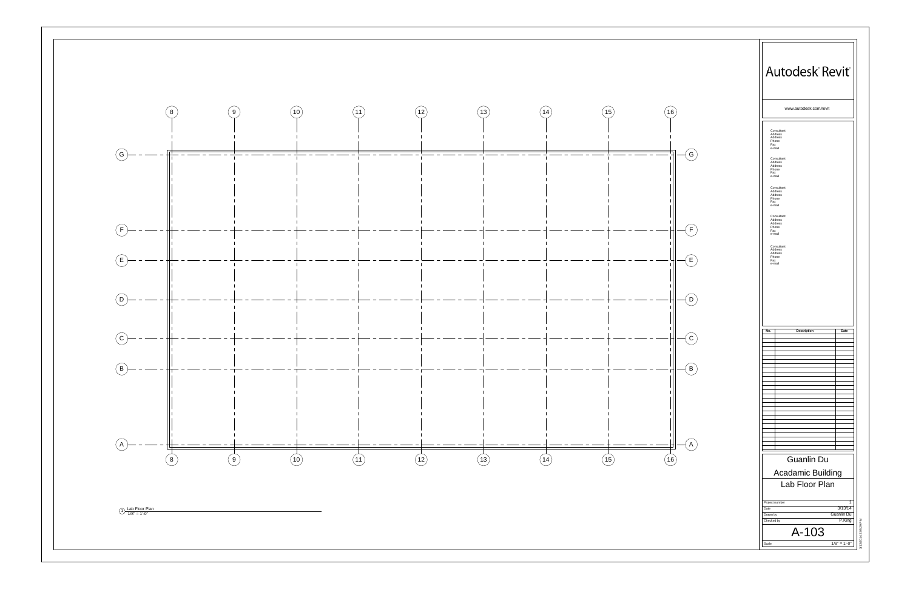8 9 10 11 12 13 14 15 16

G

F

E

D

C

B

A

8 9 10 11 12 13 14 15 16

1 Lab Floor Plan
1/8" = 1'-0"

Autodesk® Revit®

www.autodesk.com/revit

Consultant
Address
Address
Phone
Fax
e-mail

Consultant
Address
Address
Phone
Fax
e-mail

Consultant
Address
Address
Phone
Fax
e-mail

Consultant
Address
Address
Phone
Fax
e-mail

Consultant
Address
Address
Phone
Fax
e-mail

| No. | Description | Date |
| --- | --- | --- |

Guanlin Du

Acadamic Building

Lab Floor Plan

| | |
| --- | --- |
| Project number | 1 |
| Date | 3/13/14 |
| Drawn by | Guanlin Du |
| Checked by | P.King |

A-103

Scale 1/8" = 1'-0"

3/13/2014 2:05:29 PM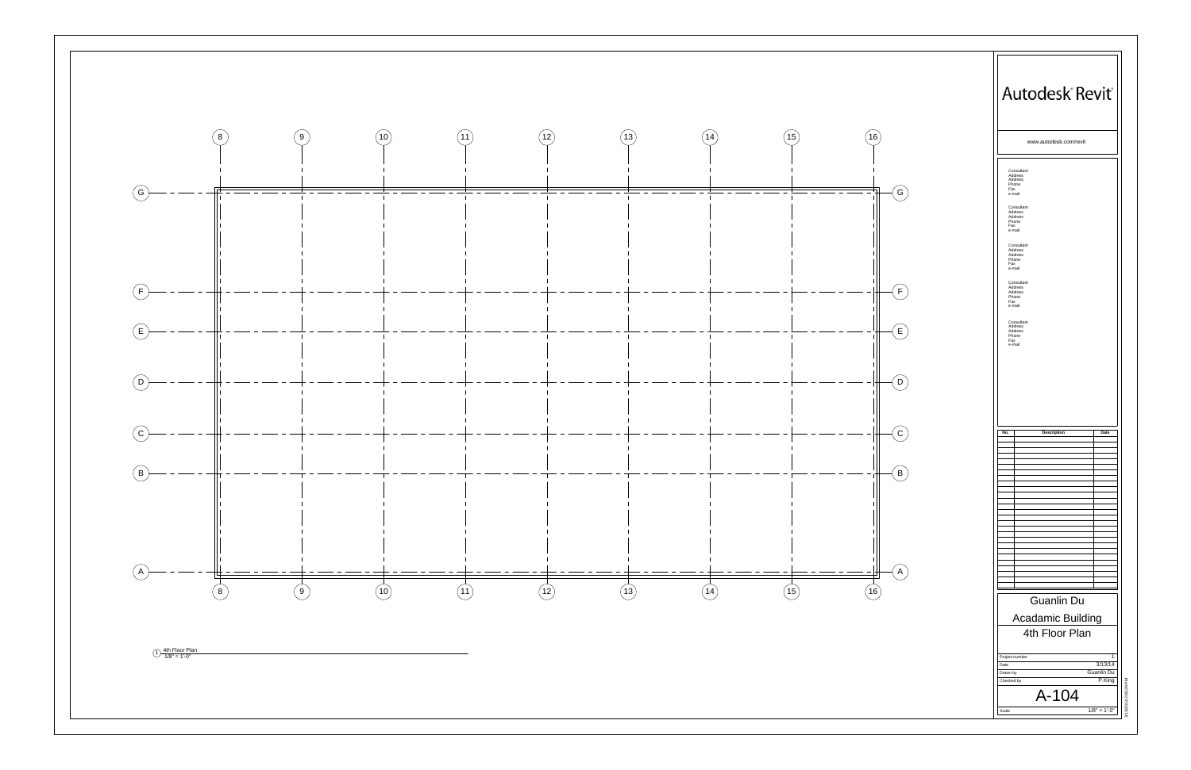8 9 10 11 12 13 14 15 16

G F E D C B A

1 4th Floor Plan
1/8" = 1'-0"

Autodesk® Revit®

www.autodesk.com/revit

Consultant
Address
Address
Phone
Fax
e-mail

Consultant
Address
Address
Phone
Fax
e-mail

Consultant
Address
Address
Phone
Fax
e-mail

Consultant
Address
Address
Phone
Fax
e-mail

Consultant
Address
Address
Phone
Fax
e-mail

| No. | Description | Date |
| --- | --- | --- |

Guanlin Du

Acadamic Building

4th Floor Plan

| | |
| --- | --- |
| Project number | 1 |
| Date | 3/13/14 |
| Drawn by | Guanlin Du |
| Checked by | P.King |

A-104

| | |
| --- | --- |
| Scale | 1/8" = 1'-0" |

3/13/2014 2:05:29 PM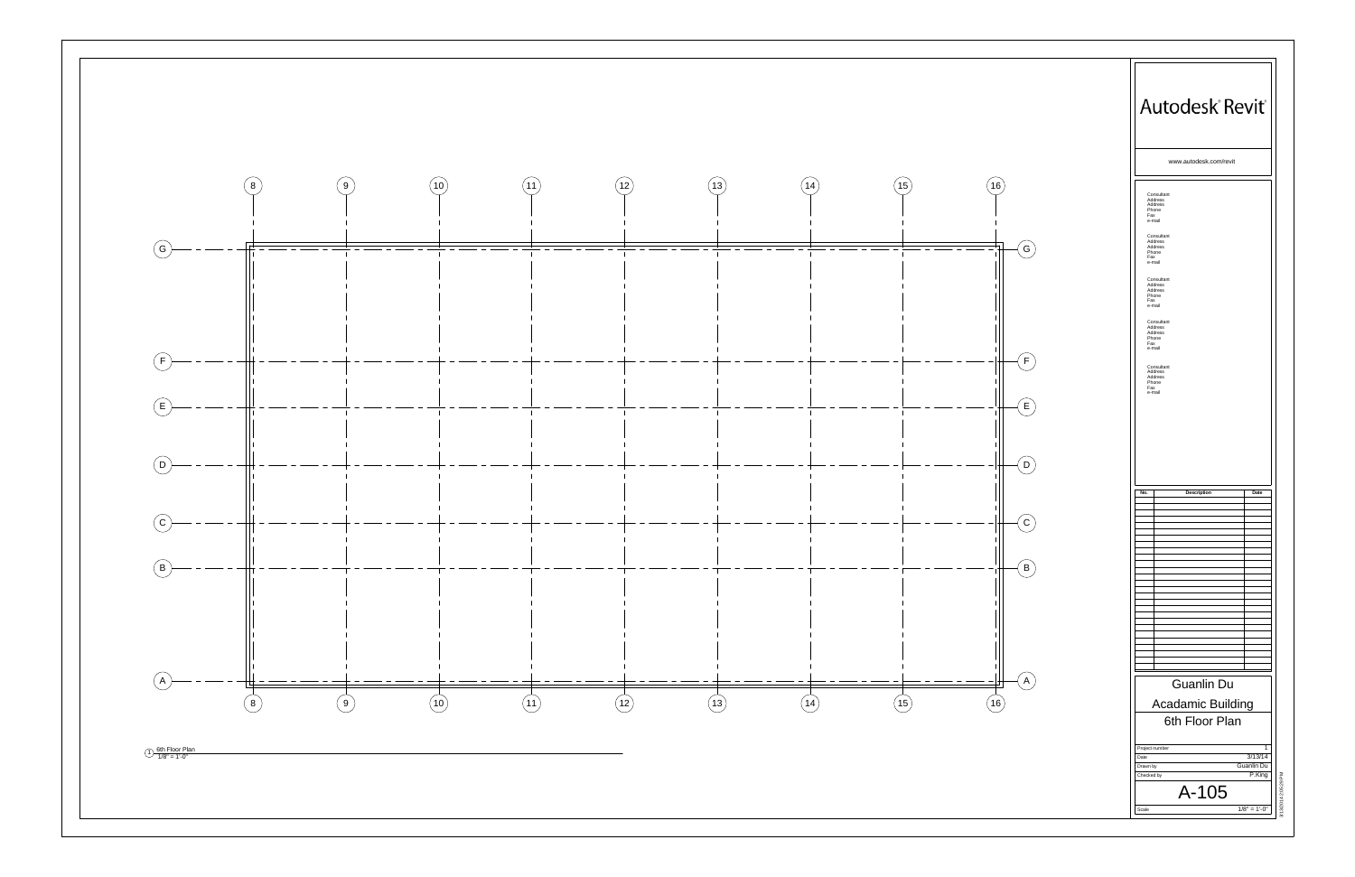8 9 10 11 12 13 14 15 16

G F E D C B A

① 6th Floor Plan
1/8" = 1'-0"

Autodesk® Revit®

www.autodesk.com/revit

Consultant
Address
Address
Phone
Fax
e-mail

Consultant
Address
Address
Phone
Fax
e-mail

Consultant
Address
Address
Phone
Fax
e-mail

Consultant
Address
Address
Phone
Fax
e-mail

Consultant
Address
Address
Phone
Fax
e-mail

| No. | Description | Date |
|---|---|---|

Guanlin Du

Acadamic Building

6th Floor Plan

| | |
|---|---|
| Project number | 1 |
| Date | 3/13/14 |
| Drawn by | Guanlin Du |
| Checked by | P.King |

A-105

Scale 1/8" = 1'-0"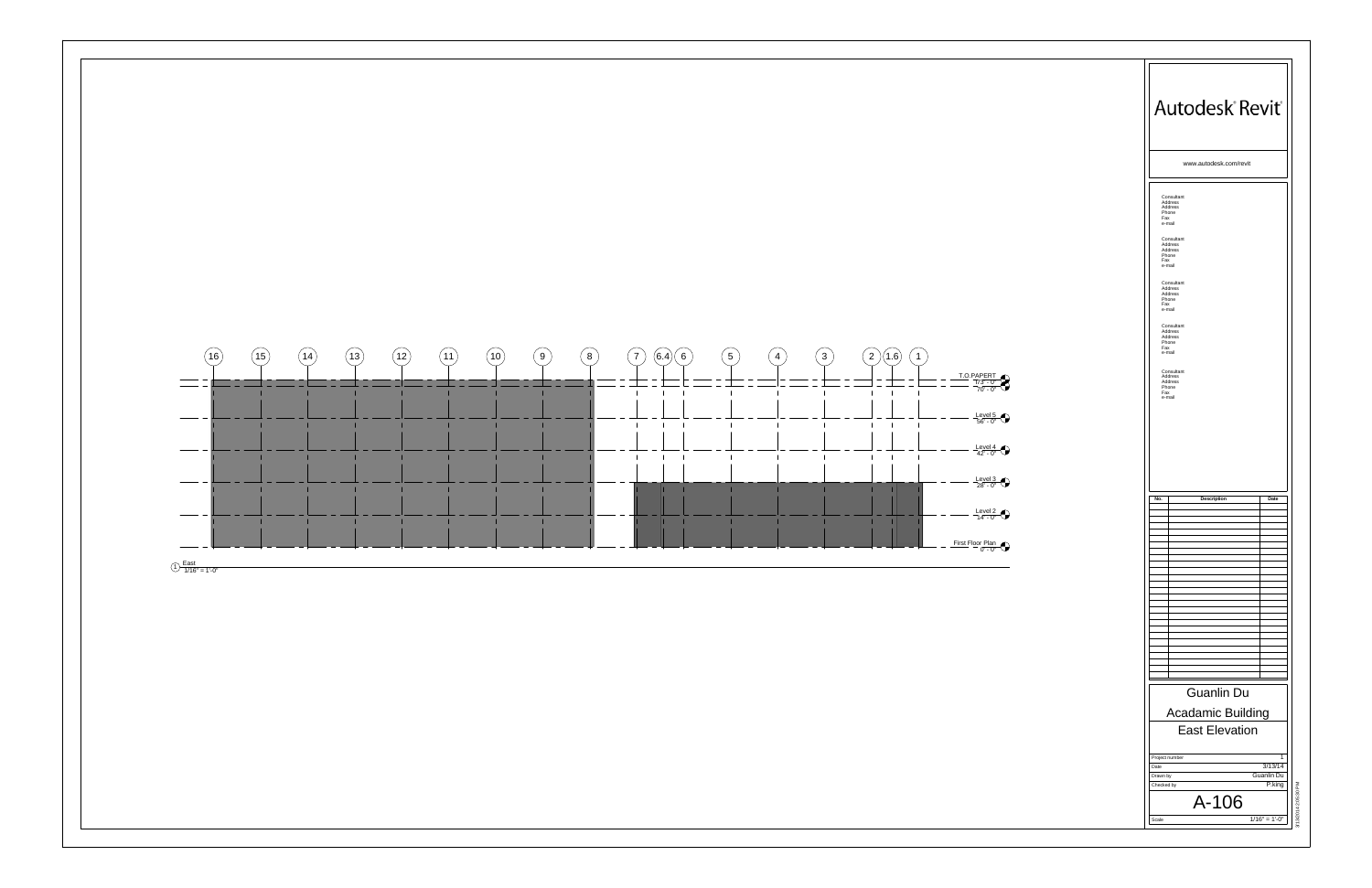16 15 14 13 12 11 10 9 8 7 6.4 6 5 4 3 2 1.6 1

T.O.PAPERT
77' - 0"
70' - 0"

Level 5
56' - 0"

Level 4
42' - 0"

Level 3
28' - 0"

Level 2
14' - 0"

First Floor Plan
0' - 0"

1 East
1/16" = 1'-0"

# Autodesk Revit

www.autodesk.com/revit

Consultant
Address
Address
Phone
Fax
e-mail

Consultant
Address
Address
Phone
Fax
e-mail

Consultant
Address
Address
Phone
Fax
e-mail

Consultant
Address
Address
Phone
Fax
e-mail

Consultant
Address
Address
Phone
Fax
e-mail

| No. | Description | Date |
| --- | --- | --- |
| | | |

Guanlin Du

Acadamic Building

East Elevation

| | |
| --- | --- |
| Project number | 1 |
| Date | 3/13/14 |
| Drawn by | Guanlin Du |
| Checked by | P.king |

A-106

| | |
| --- | --- |
| Scale | 1/16" = 1'-0" |

3/13/2014 2:05:30 PM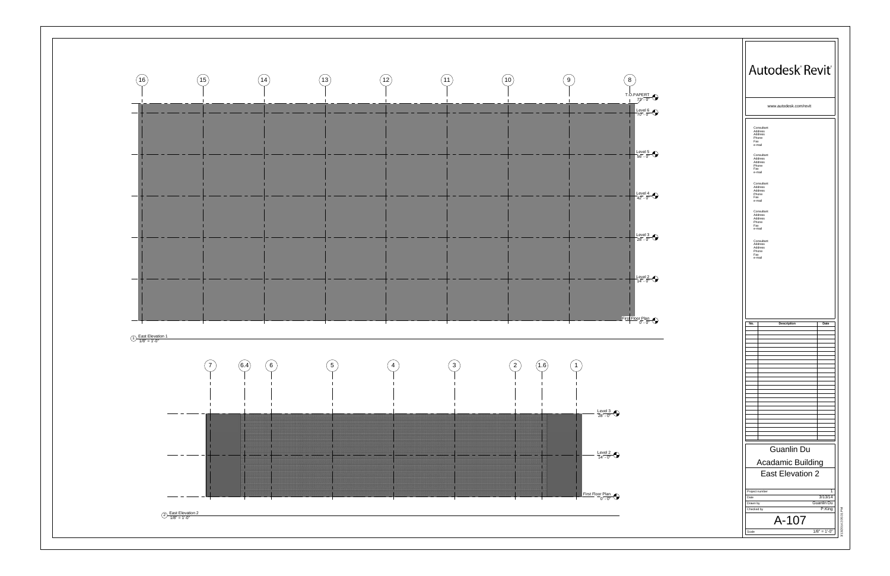16 15 14 13 12 11 10 9 8

T.O.PAPERT
72' - 0"

Level 6
70' - 0"

Level 5
56' - 0"

Level 4
42' - 0"

Level 3
28' - 0"

Level 2
14' - 0"

First Floor Plan
0' - 0"

1 East Elevation 1
1/8" = 1'-0"

7 6.4 6 5 4 3 2 1.6 1

Level 3
28' - 0"

Level 2
14' - 0"

First Floor Plan
0' - 0"

2 East Elevation 2
1/8" = 1'-0"

Autodesk Revit

www.autodesk.com/revit

Consultant
Address
Address
Phone
Fax
e-mail

Consultant
Address
Address
Phone
Fax
e-mail

Consultant
Address
Address
Phone
Fax
e-mail

Consultant
Address
Address
Phone
Fax
e-mail

Consultant
Address
Address
Phone
Fax
e-mail

| No. | Description | Date |
| --- | --- | --- |

Guanlin Du

Acadamic Building

East Elevation 2

| | |
| --- | --- |
| Project number | 1 |
| Date | 3/13/14 |
| Drawn by | Guanlin Du |
| Checked by | P.King |

A-107

Scale 1/8" = 1'-0"

3/13/2014 2:05:31 PM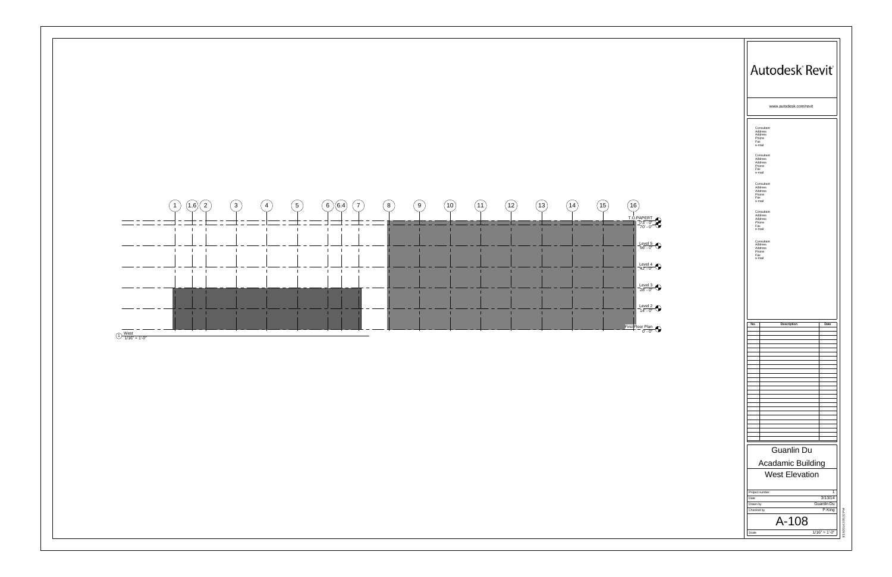1 1.6 2 3 4 5 6 6.4 7 8 9 10 11 12 13 14 15 16

T.O.PAPERT
73' - 0"
70' - 0"

Level 5
56' - 0"

Level 4
42' - 0"

Level 3
28' - 0"

Level 2
14' - 0"

First Floor Plan
0' - 0"

1 West
1/16" = 1'-0"

Autodesk® Revit®

www.autodesk.com/revit

Consultant
Address
Address
Phone
Fax
e-mail

Consultant
Address
Address
Phone
Fax
e-mail

Consultant
Address
Address
Phone
Fax
e-mail

Consultant
Address
Address
Phone
Fax
e-mail

Consultant
Address
Address
Phone
Fax
e-mail

| No. | Description | Date |
| --- | --- | --- |

Guanlin Du

Acadamic Building

West Elevation

| | |
| --- | --- |
| Project number | 1 |
| Date | 3/13/14 |
| Drawn by | Guanlin Du |
| Checked by | P.King |

A-108

| | |
| --- | --- |
| Scale | 1/16" = 1'-0" |

3/13/2014 2:05:32 PM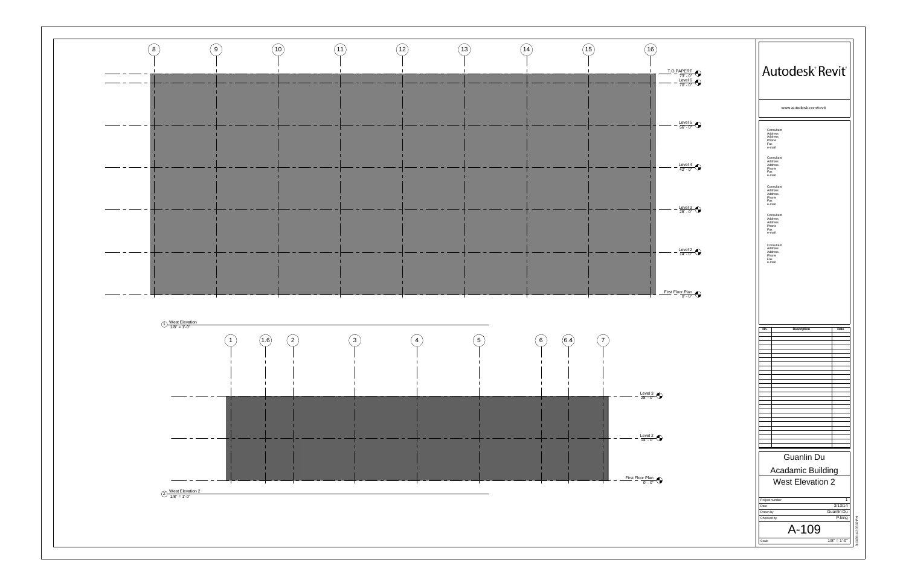8 9 10 11 12 13 14 15 16

T.O.PAPERT
73' - 0"

Level 6
70' - 0"

Level 5
56' - 0"

Level 4
42' - 0"

Level 3
28' - 0"

Level 2
14' - 0"

First Floor Plan
0' - 0"

① West Elevation
1/8" = 1'-0"

1 1.6 2 3 4 5 6 6.4 7

Level 3
28' - 0"

Level 2
14' - 0"

First Floor Plan
0' - 0"

② West Elevation 2
1/8" = 1'-0"

Autodesk® Revit®

www.autodesk.com/revit

Consultant
Address
Address
Phone
Fax
e-mail

Consultant
Address
Address
Phone
Fax
e-mail

Consultant
Address
Address
Phone
Fax
e-mail

Consultant
Address
Address
Phone
Fax
e-mail

Consultant
Address
Address
Phone
Fax
e-mail

| No. | Description | Date |
|---|---|---|
| | | |

Guanlin Du

Acadamic Building

West Elevation 2

| | |
|---|---|
| Project number | 1 |
| Date | 3/13/14 |
| Drawn by | Guanlin Du |
| Checked by | P.king |

A-109

Scale 1/8" = 1'-0"

3/13/2014 2:05:32 PM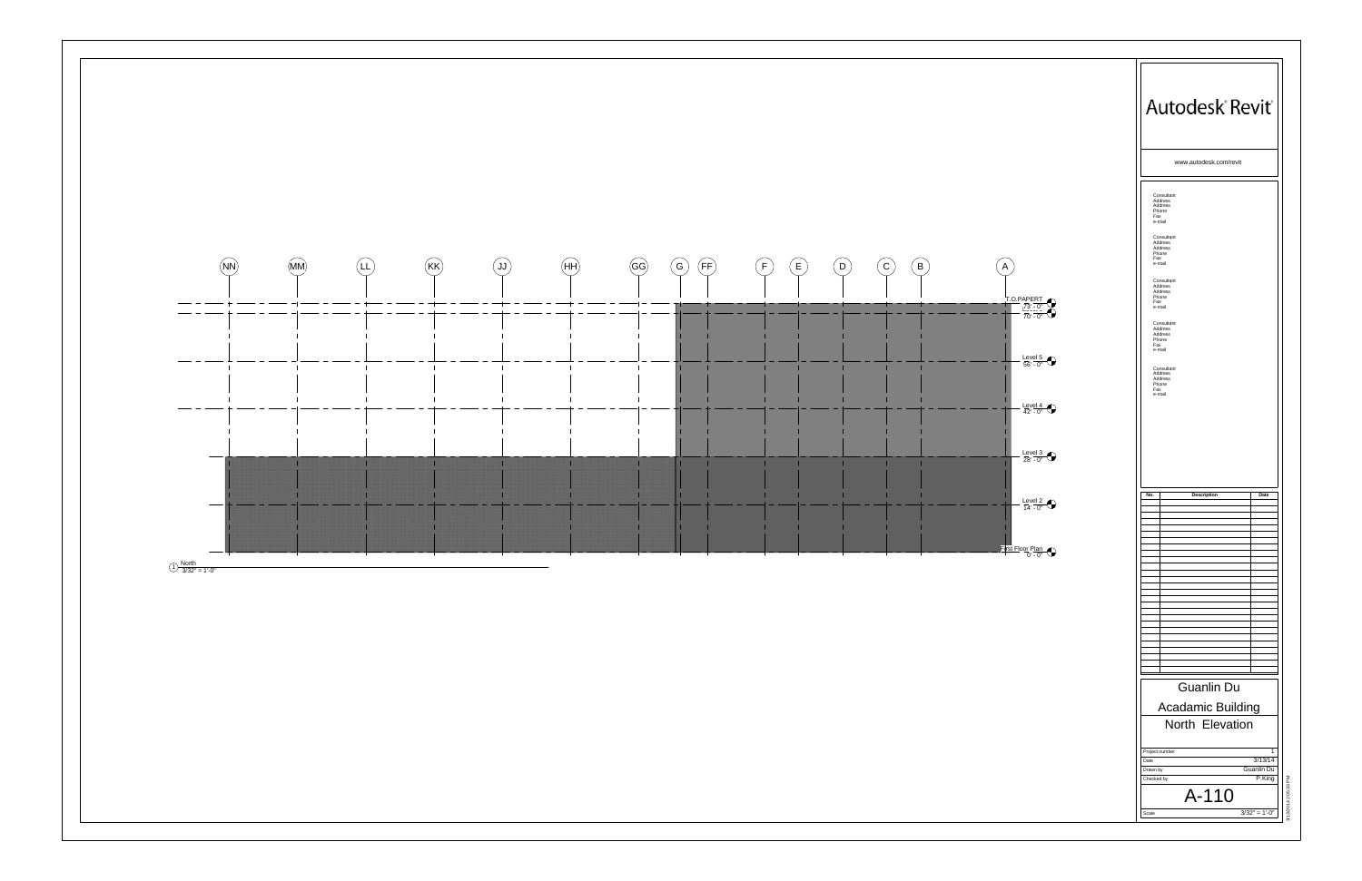NN MM LL KK JJ HH GG G FF F E D C B A

T.O.PAPERT 73' - 0"
70' - 0"

Level 5 56' - 0"

Level 4 42' - 0"

Level 3 28' - 0"

Level 2 14' - 0"

First Floor Plan 0' - 0"

1 North
3/32" = 1'-0"

Autodesk® Revit®

www.autodesk.com/revit

Consultant
Address
Address
Phone
Fax
e-mail

Consultant
Address
Address
Phone
Fax
e-mail

Consultant
Address
Address
Phone
Fax
e-mail

Consultant
Address
Address
Phone
Fax
e-mail

Consultant
Address
Address
Phone
Fax
e-mail

| No. | Description | Date |
|---|---|---|
| | | |

Guanlin Du

Acadamic Building

North Elevation

| | |
|---|---|
| Project number | 1 |
| Date | 3/13/14 |
| Drawn by | Guanlin Du |
| Checked by | P.King |

A-110

Scale 3/32" = 1'-0"

3/13/2014 2:05:33 PM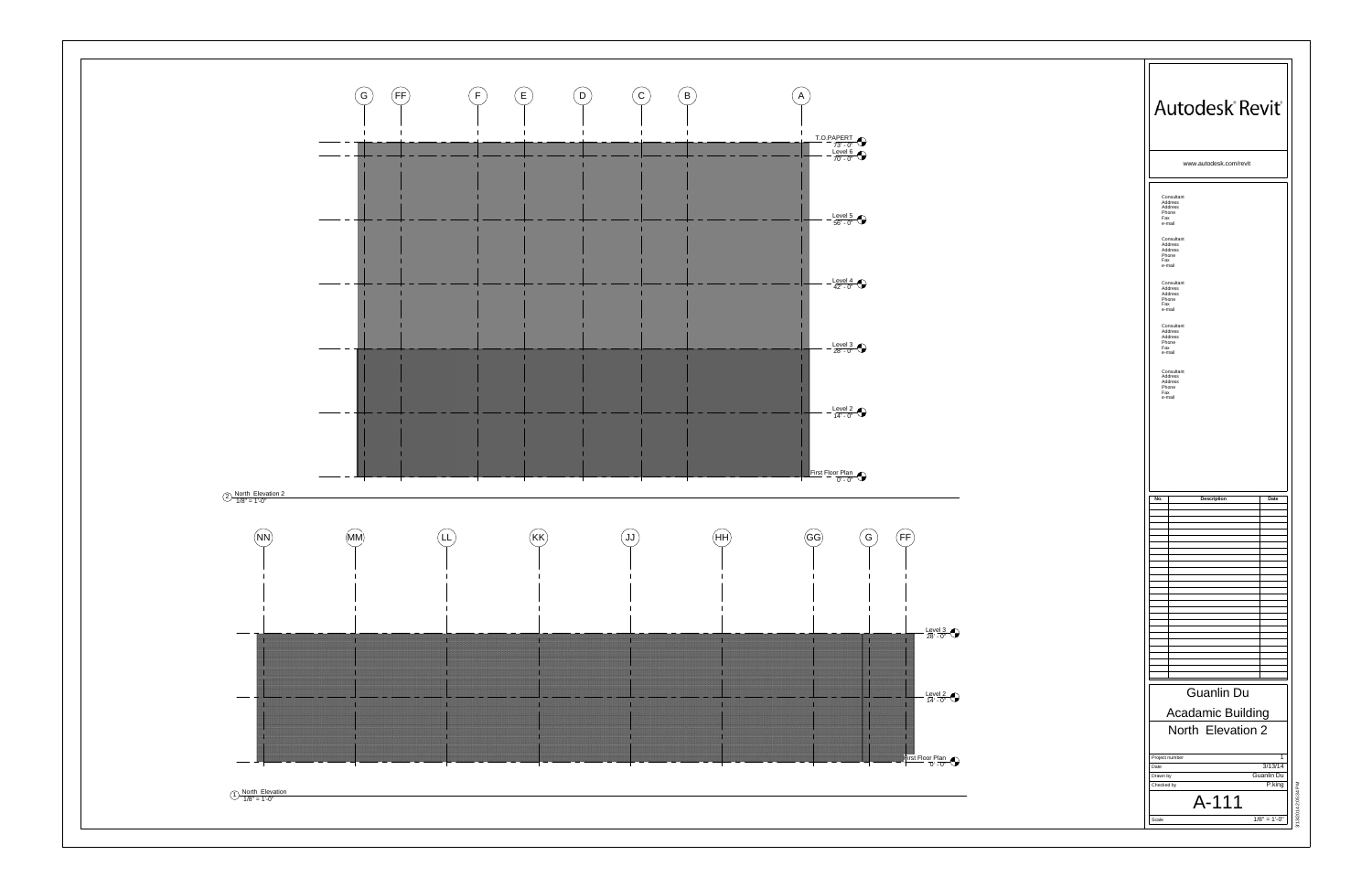G FF F E D C B A

T.O.PAPERT
73' - 0"

Level 6
70' - 0"

Level 5
56' - 0"

Level 4
42' - 0"

Level 3
28' - 0"

Level 2
14' - 0"

First Floor Plan
0' - 0"

2 North Elevation 2
1/8" = 1'-0"

NN MM LL KK JJ HH GG G FF

Level 3
28' - 0"

Level 2
14' - 0"

First Floor Plan
0' - 0"

1 North Elevation
1/8" = 1'-0"

Autodesk® Revit®

www.autodesk.com/revit

Consultant
Address
Address
Phone
Fax
e-mail

Consultant
Address
Address
Phone
Fax
e-mail

Consultant
Address
Address
Phone
Fax
e-mail

Consultant
Address
Address
Phone
Fax
e-mail

Consultant
Address
Address
Phone
Fax
e-mail

| No. | Description | Date |
|---|---|---|

Guanlin Du

Acadamic Building

North Elevation 2

| | |
|---|---|
| Project number | 1 |
| Date | 3/13/14 |
| Drawn by | Guanlin Du |
| Checked by | P.king |

A-111

Scale 1/8" = 1'-0"

3/13/2014 2:06:34 PM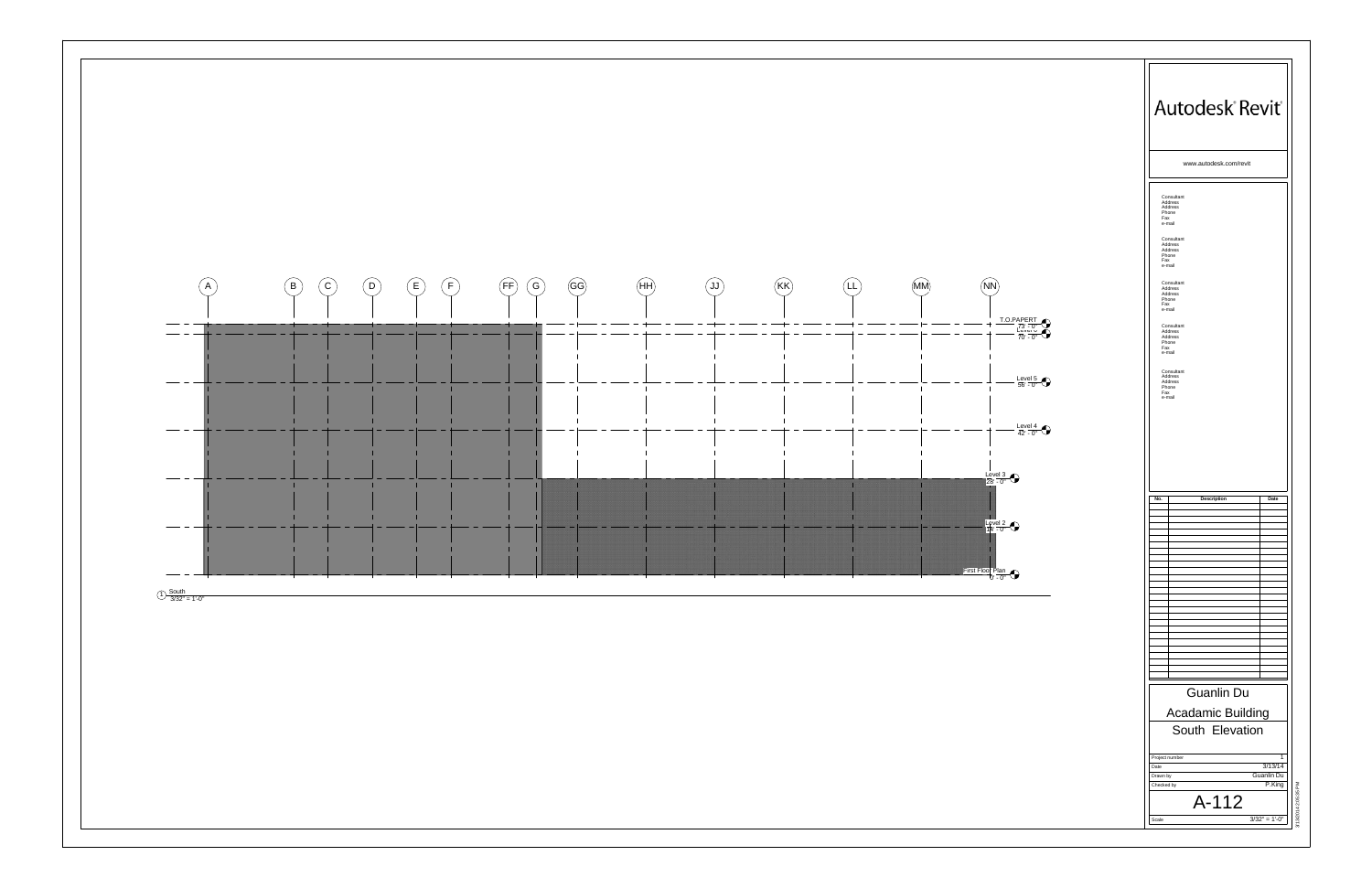A B C D E F FF G GG HH JJ KK LL MM NN

T.O.PAPERT
73' - 0"

Level 6
70' - 0"

Level 5
56' - 0"

Level 4
42' - 0"

Level 3
28' - 0"

Level 2
14' - 0"

First Floor Plan
0' - 0"

1 South
3/32" = 1'-0"

Autodesk® Revit®

www.autodesk.com/revit

Consultant
Address
Address
Phone
Fax
e-mail

Consultant
Address
Address
Phone
Fax
e-mail

Consultant
Address
Address
Phone
Fax
e-mail

Consultant
Address
Address
Phone
Fax
e-mail

Consultant
Address
Address
Phone
Fax
e-mail

| No. | Description | Date |
| --- | --- | --- |

# Guanlin Du

## Acadamic Building

## South Elevation

| | |
| --- | --- |
| Project number | 1 |
| Date | 3/13/14 |
| Drawn by | Guanlin Du |
| Checked by | P.King |

# A-112

| | |
| --- | --- |
| Scale | 3/32" = 1'-0" |

3/13/2014 2:05:26 PM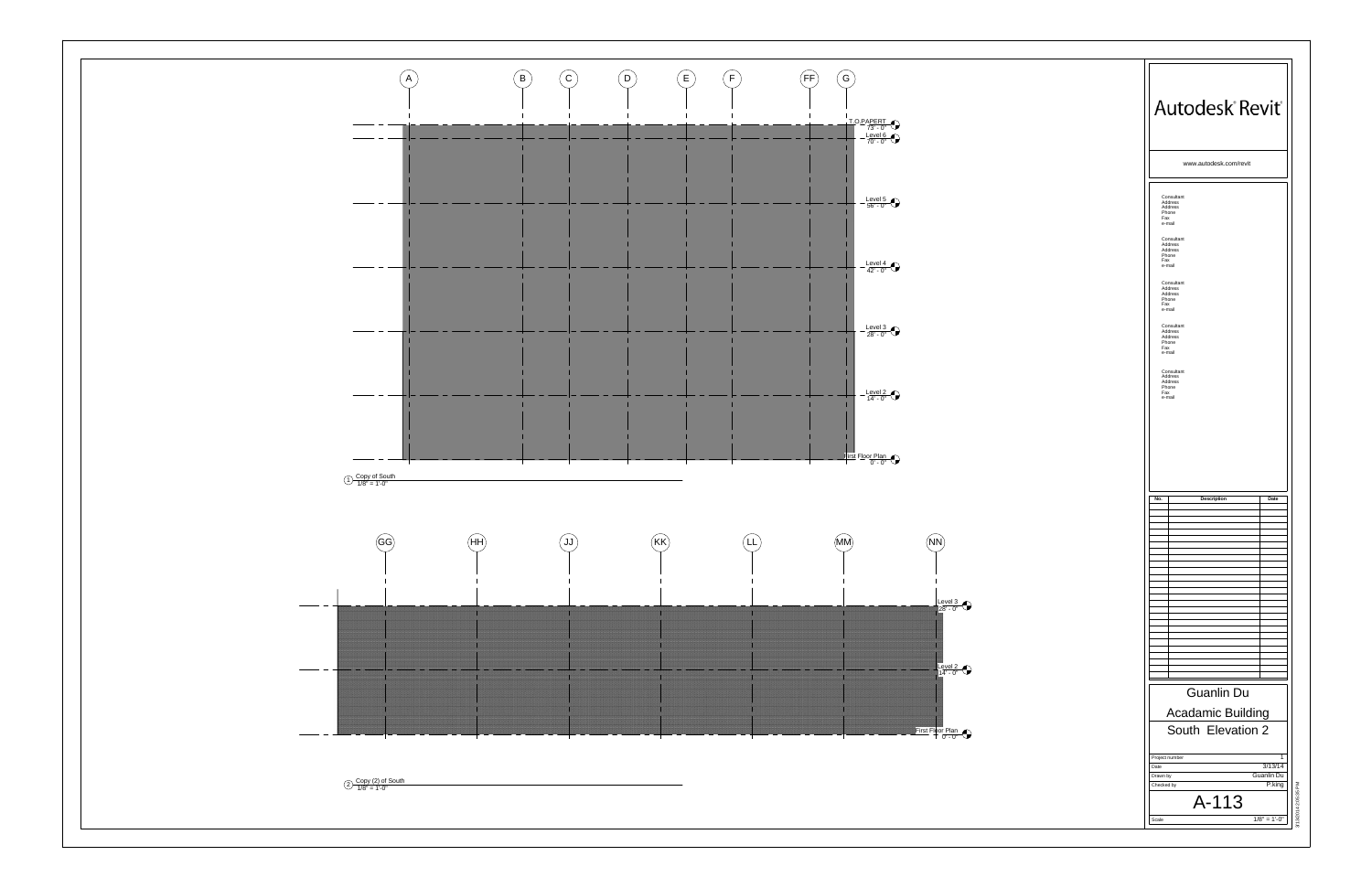A B C D E F FF G

T.O.PAPERT 73' - 0"

Level 6 70' - 0"

Level 5 56' - 0"

Level 4 42' - 0"

Level 3 28' - 0"

Level 2 14' - 0"

First Floor Plan 0' - 0"

1 Copy of South
1/8" = 1'-0"

GG HH JJ KK LL MM NN

Level 3 28' - 0"

Level 2 14' - 0"

First Floor Plan 0' - 0"

2 Copy (2) of South
1/8" = 1'-0"

Autodesk® Revit®

www.autodesk.com/revit

Consultant
Address
Address
Phone
Fax
e-mail

Consultant
Address
Address
Phone
Fax
e-mail

Consultant
Address
Address
Phone
Fax
e-mail

Consultant
Address
Address
Phone
Fax
e-mail

Consultant
Address
Address
Phone
Fax
e-mail

| No. | Description | Date |
|---|---|---|

Guanlin Du

Acadamic Building

South Elevation 2

| | |
|---|---|
| Project number | 1 |
| Date | 3/13/14 |
| Drawn by | Guanlin Du |
| Checked by | P.king |

A-113

Scale 1/8" = 1'-0"

3/13/2014 2:05:26 PM